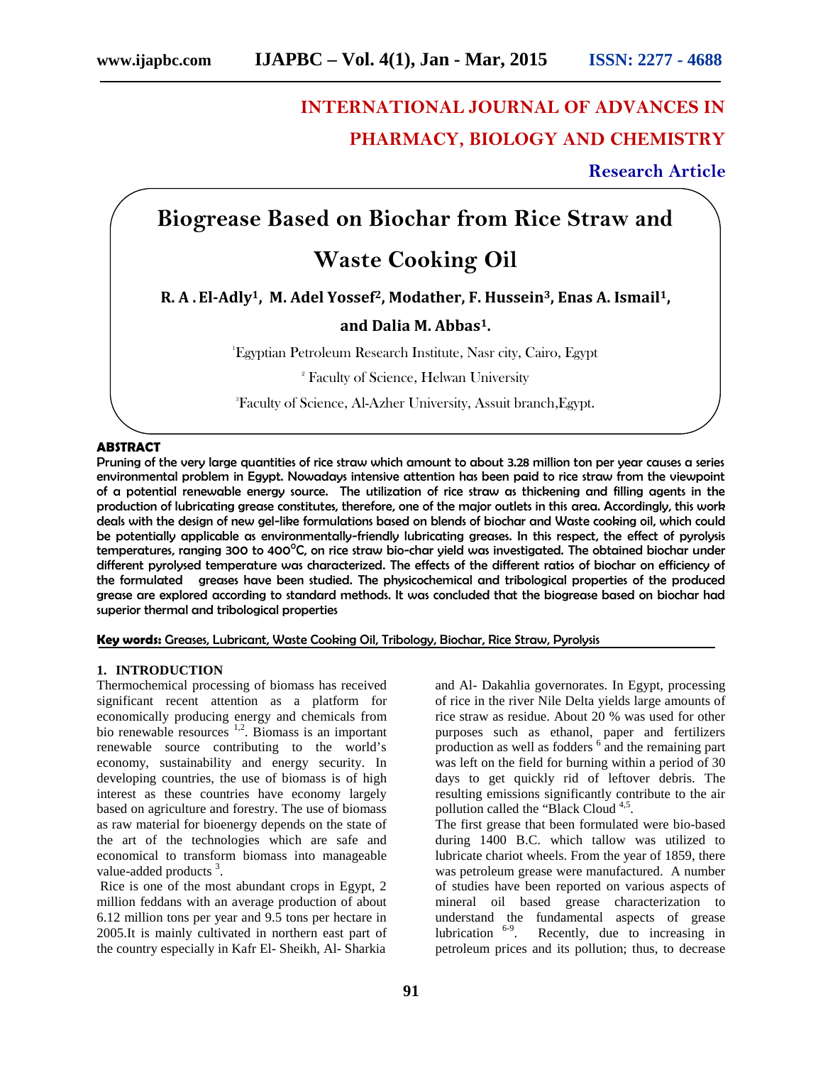# INTERNATIONAL JOURNAL OF ADVANCES IN PHARMACY, BIOLOGY AND CHEMISTRY

**Research Article**

# Biogrease Based on Biochar from Rice Straw and Waste Cooking Oil

**R. A . El-Adly[1], M. Adel Yossef[2], Modather, F. Hussein[3], Enas A. Ismail[1], and Dalia M. Abbas[1].**

[1]Egyptian Petroleum Research Institute, Nasr city, Cairo, Egypt

[2] Faculty of Science, Helwan University

[3]Faculty of Science, Al-Azher University, Assuit branch,Egypt.

## ABSTRACT

**Pruning of the very large quantities of rice straw which amount to about 3.28 million ton per year causes a series environmental problem in Egypt. Nowadays intensive attention has been paid to rice straw from the viewpoint of a potential renewable energy source. The utilization of rice straw as thickening and filling agents in the production of lubricating grease constitutes, therefore, one of the major outlets in this area. Accordingly, this work deals with the design of new gel-like formulations based on blends of biochar and Waste cooking oil, which could be potentially applicable as environmentally-friendly lubricating greases. In this respect, the effect of pyrolysis temperatures, ranging 300 to 400°C, on rice straw bio-char yield was investigated. The obtained biochar under different pyrolysed temperature was characterized. The effects of the different ratios of biochar on efficiency of the formulated greases have been studied. The physicochemical and tribological properties of the produced grease are explored according to standard methods. It was concluded that the biogrease based on biochar had superior thermal and tribological properties**

**Key words:** Greases, Lubricant, Waste Cooking Oil, Tribology, Biochar, Rice Straw, Pyrolysis

## 1. INTRODUCTION

Thermochemical processing of biomass has received significant recent attention as a platform for economically producing energy and chemicals from bio renewable resources [1,2]. Biomass is an important renewable source contributing to the world's economy, sustainability and energy security. In developing countries, the use of biomass is of high interest as these countries have economy largely based on agriculture and forestry. The use of biomass as raw material for bioenergy depends on the state of the art of the technologies which are safe and economical to transform biomass into manageable value-added products [3].

Rice is one of the most abundant crops in Egypt, 2 million feddans with an average production of about 6.12 million tons per year and 9.5 tons per hectare in 2005.It is mainly cultivated in northern east part of the country especially in Kafr El- Sheikh, Al- Sharkia and Al- Dakahlia governorates. In Egypt, processing of rice in the river Nile Delta yields large amounts of rice straw as residue. About 20 % was used for other purposes such as ethanol, paper and fertilizers production as well as fodders [6] and the remaining part was left on the field for burning within a period of 30 days to get quickly rid of leftover debris. The resulting emissions significantly contribute to the air pollution called the "Black Cloud [4,5].

The first grease that been formulated were bio-based during 1400 B.C. which tallow was utilized to lubricate chariot wheels. From the year of 1859, there was petroleum grease were manufactured. A number of studies have been reported on various aspects of mineral oil based grease characterization to understand the fundamental aspects of grease lubrication [6-9]. Recently, due to increasing in petroleum prices and its pollution; thus, to decrease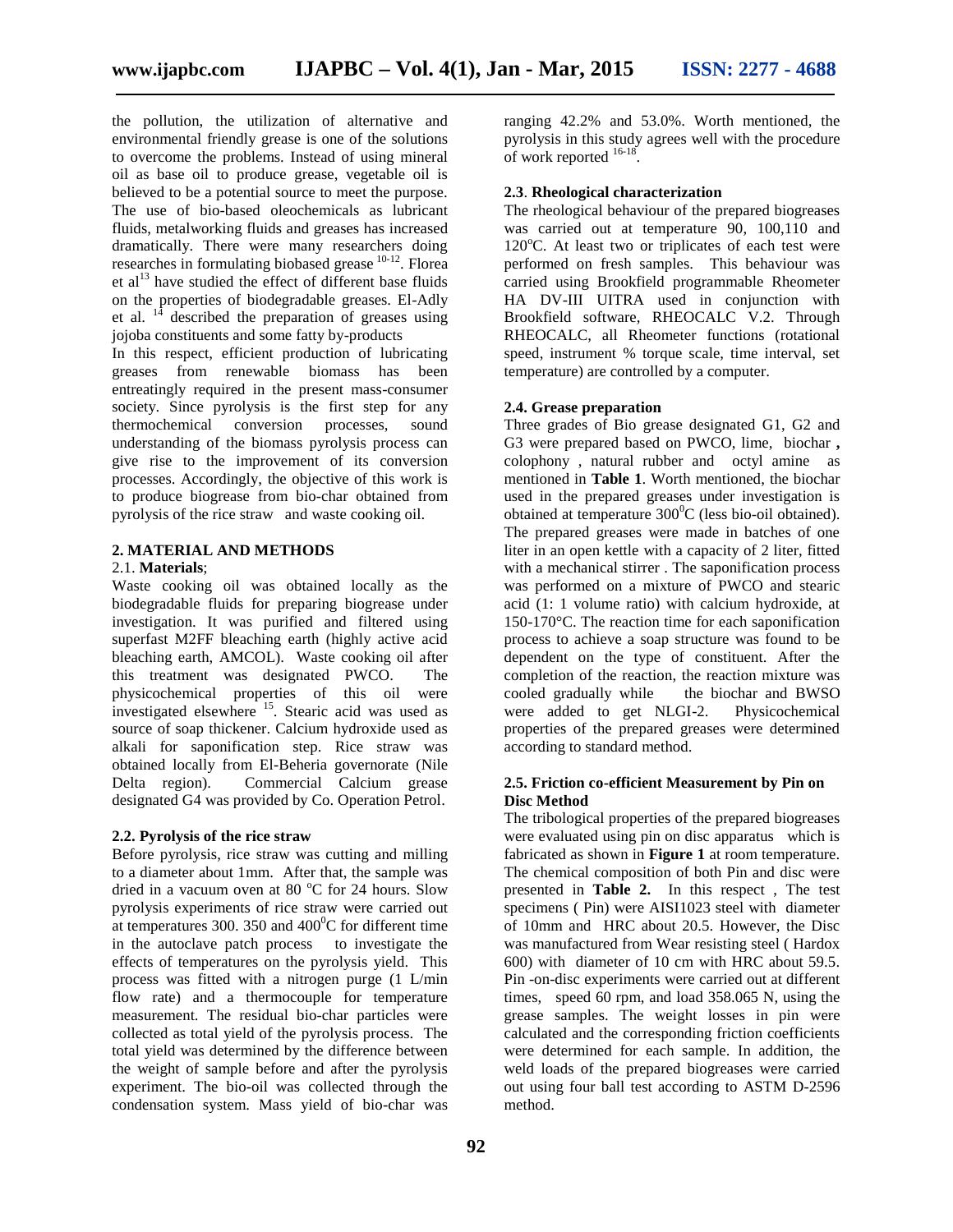the pollution, the utilization of alternative and environmental friendly grease is one of the solutions to overcome the problems. Instead of using mineral oil as base oil to produce grease, vegetable oil is believed to be a potential source to meet the purpose. The use of bio-based oleochemicals as lubricant fluids, metalworking fluids and greases has increased dramatically. There were many researchers doing researches in formulating biobased grease [10-12]. Florea et al[13] have studied the effect of different base fluids on the properties of biodegradable greases. El-Adly et al. [14] described the preparation of greases using jojoba constituents and some fatty by-products

In this respect, efficient production of lubricating greases from renewable biomass has been entreatingly required in the present mass-consumer society. Since pyrolysis is the first step for any thermochemical conversion processes, sound understanding of the biomass pyrolysis process can give rise to the improvement of its conversion processes. Accordingly, the objective of this work is to produce biogrease from bio-char obtained from pyrolysis of the rice straw and waste cooking oil.

## 2. MATERIAL AND METHODS

### 2.1. Materials;

Waste cooking oil was obtained locally as the biodegradable fluids for preparing biogrease under investigation. It was purified and filtered using superfast M2FF bleaching earth (highly active acid bleaching earth, AMCOL). Waste cooking oil after this treatment was designated PWCO. The physicochemical properties of this oil were investigated elsewhere [15]. Stearic acid was used as source of soap thickener. Calcium hydroxide used as alkali for saponification step. Rice straw was obtained locally from El-Beheria governorate (Nile Delta region). Commercial Calcium grease designated G4 was provided by Co. Operation Petrol.

### 2.2. Pyrolysis of the rice straw

Before pyrolysis, rice straw was cutting and milling to a diameter about 1mm. After that, the sample was dried in a vacuum oven at 80 $^{o}$C for 24 hours. Slow pyrolysis experiments of rice straw were carried out at temperatures 300. 350 and 400$^{0}$C for different time in the autoclave patch process to investigate the effects of temperatures on the pyrolysis yield. This process was fitted with a nitrogen purge (1 L/min flow rate) and a thermocouple for temperature measurement. The residual bio-char particles were collected as total yield of the pyrolysis process. The total yield was determined by the difference between the weight of sample before and after the pyrolysis experiment. The bio-oil was collected through the condensation system. Mass yield of bio-char was ranging 42.2% and 53.0%. Worth mentioned, the pyrolysis in this study agrees well with the procedure of work reported [16-18].

### 2.3. Rheological characterization

The rheological behaviour of the prepared biogreases was carried out at temperature 90, 100,110 and 120$^{o}$C. At least two or triplicates of each test were performed on fresh samples. This behaviour was carried using Brookfield programmable Rheometer HA DV-III UITRA used in conjunction with Brookfield software, RHEOCALC V.2. Through RHEOCALC, all Rheometer functions (rotational speed, instrument % torque scale, time interval, set temperature) are controlled by a computer.

### 2.4. Grease preparation

Three grades of Bio grease designated G1, G2 and G3 were prepared based on PWCO, lime, biochar **,** colophony , natural rubber and octyl amine as mentioned in **Table 1**. Worth mentioned, the biochar used in the prepared greases under investigation is obtained at temperature 300$^{0}$C (less bio-oil obtained). The prepared greases were made in batches of one liter in an open kettle with a capacity of 2 liter, fitted with a mechanical stirrer . The saponification process was performed on a mixture of PWCO and stearic acid (1: 1 volume ratio) with calcium hydroxide, at 150-170°C. The reaction time for each saponification process to achieve a soap structure was found to be dependent on the type of constituent. After the completion of the reaction, the reaction mixture was cooled gradually while the biochar and BWSO were added to get NLGI-2. Physicochemical properties of the prepared greases were determined according to standard method.

### 2.5. Friction co-efficient Measurement by Pin on Disc Method

The tribological properties of the prepared biogreases were evaluated using pin on disc apparatus which is fabricated as shown in **Figure 1** at room temperature. The chemical composition of both Pin and disc were presented in **Table 2.** In this respect , The test specimens ( Pin) were AISI1023 steel with diameter of 10mm and HRC about 20.5. However, the Disc was manufactured from Wear resisting steel ( Hardox 600) with diameter of 10 cm with HRC about 59.5. Pin -on-disc experiments were carried out at different times, speed 60 rpm, and load 358.065 N, using the grease samples. The weight losses in pin were calculated and the corresponding friction coefficients were determined for each sample. In addition, the weld loads of the prepared biogreases were carried out using four ball test according to ASTM D-2596 method.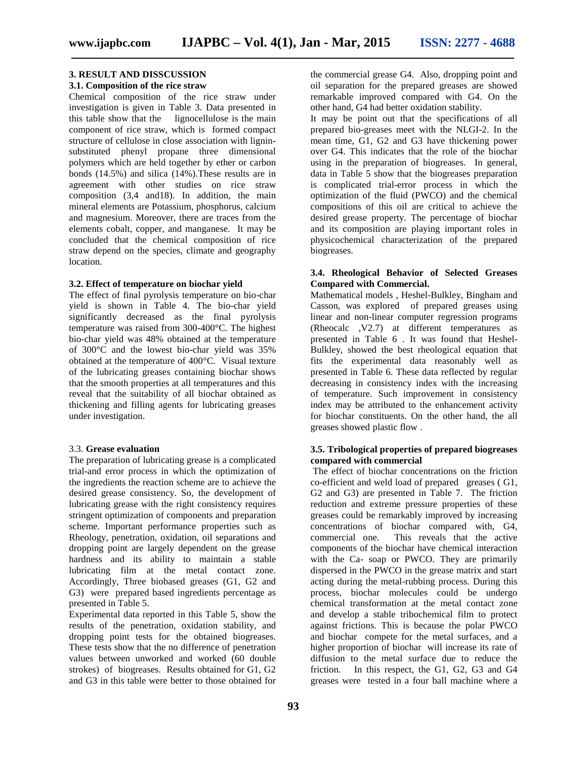## 3. RESULT AND DISSCUSSION

### 3.1. Composition of the rice straw

Chemical composition of the rice straw under investigation is given in Table 3. Data presented in this table show that the lignocellulose is the main component of rice straw, which is formed compact structure of cellulose in close association with lignin-substituted phenyl propane three dimensional polymers which are held together by ether or carbon bonds (14.5%) and silica (14%).These results are in agreement with other studies on rice straw composition (3,4 and18). In addition, the main mineral elements are Potassium, phosphorus, calcium and magnesium. Moreover, there are traces from the elements cobalt, copper, and manganese. It may be concluded that the chemical composition of rice straw depend on the species, climate and geography location.

### 3.2. Effect of temperature on biochar yield

The effect of final pyrolysis temperature on bio-char yield is shown in Table 4. The bio-char yield significantly decreased as the final pyrolysis temperature was raised from 300-400°C. The highest bio-char yield was 48% obtained at the temperature of 300°C and the lowest bio-char yield was 35% obtained at the temperature of 400°C. Visual texture of the lubricating greases containing biochar shows that the smooth properties at all temperatures and this reveal that the suitability of all biochar obtained as thickening and filling agents for lubricating greases under investigation.

### 3.3. Grease evaluation

The preparation of lubricating grease is a complicated trial-and error process in which the optimization of the ingredients the reaction scheme are to achieve the desired grease consistency. So, the development of lubricating grease with the right consistency requires stringent optimization of components and preparation scheme. Important performance properties such as Rheology, penetration, oxidation, oil separations and dropping point are largely dependent on the grease hardness and its ability to maintain a stable lubricating film at the metal contact zone. Accordingly, Three biobased greases (G1, G2 and G3) were prepared based ingredients percentage as presented in Table 5.

Experimental data reported in this Table 5, show the results of the penetration, oxidation stability, and dropping point tests for the obtained biogreases. These tests show that the no difference of penetration values between unworked and worked (60 double strokes) of biogreases. Results obtained for G1, G2 and G3 in this table were better to those obtained for the commercial grease G4. Also, dropping point and oil separation for the prepared greases are showed remarkable improved compared with G4. On the other hand, G4 had better oxidation stability.

It may be point out that the specifications of all prepared bio-greases meet with the NLGI-2. In the mean time, G1, G2 and G3 have thickening power over G4. This indicates that the role of the biochar using in the preparation of biogreases. In general, data in Table 5 show that the biogreases preparation is complicated trial-error process in which the optimization of the fluid (PWCO) and the chemical compositions of this oil are critical to achieve the desired grease property. The percentage of biochar and its composition are playing important roles in physicochemical characterization of the prepared biogreases.

### 3.4. Rheological Behavior of Selected Greases Compared with Commercial.

Mathematical models , Heshel-Bulkley, Bingham and Casson, was explored of prepared greases using linear and non-linear computer regression programs (Rheocalc ,V2.7) at different temperatures as presented in Table 6 . It was found that Heshel-Bulkley, showed the best rheological equation that fits the experimental data reasonably well as presented in Table 6. These data reflected by regular decreasing in consistency index with the increasing of temperature. Such improvement in consistency index may be attributed to the enhancement activity for biochar constituents. On the other hand, the all greases showed plastic flow .

### 3.5. Tribological properties of prepared biogreases compared with commercial

The effect of biochar concentrations on the friction co-efficient and weld load of prepared greases ( G1, G2 and G3) are presented in Table 7. The friction reduction and extreme pressure properties of these greases could be remarkably improved by increasing concentrations of biochar compared with, G4, commercial one. This reveals that the active components of the biochar have chemical interaction with the Ca- soap or PWCO. They are primarily dispersed in the PWCO in the grease matrix and start acting during the metal-rubbing process. During this process, biochar molecules could be undergo chemical transformation at the metal contact zone and develop a stable tribochemical film to protect against frictions. This is because the polar PWCO and biochar compete for the metal surfaces, and a higher proportion of biochar will increase its rate of diffusion to the metal surface due to reduce the friction. In this respect, the G1, G2, G3 and G4 greases were tested in a four ball machine where a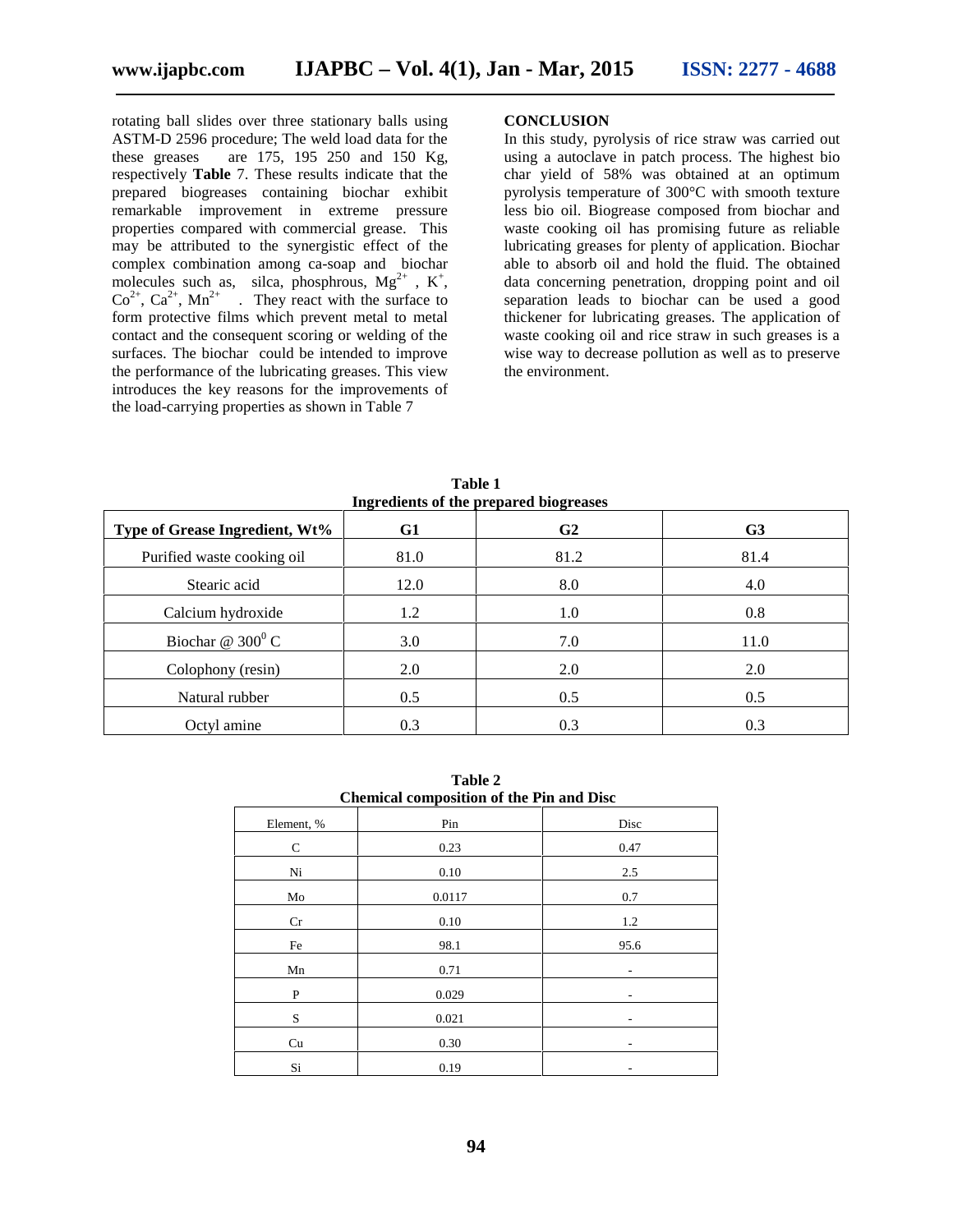rotating ball slides over three stationary balls using ASTM-D 2596 procedure; The weld load data for the these greases are 175, 195 250 and 150 Kg, respectively **Table** 7. These results indicate that the prepared biogreases containing biochar exhibit remarkable improvement in extreme pressure properties compared with commercial grease. This may be attributed to the synergistic effect of the complex combination among ca-soap and biochar molecules such as, silca, phosphrous, $Mg^{2+}$ , $K^{+}$, $Co^{2+}$, $Ca^{2+}$, $Mn^{2+}$ . They react with the surface to form protective films which prevent metal to metal contact and the consequent scoring or welding of the surfaces. The biochar could be intended to improve the performance of the lubricating greases. This view introduces the key reasons for the improvements of the load-carrying properties as shown in Table 7

## CONCLUSION

In this study, pyrolysis of rice straw was carried out using a autoclave in patch process. The highest bio char yield of 58% was obtained at an optimum pyrolysis temperature of 300°C with smooth texture less bio oil. Biogrease composed from biochar and waste cooking oil has promising future as reliable lubricating greases for plenty of application. Biochar able to absorb oil and hold the fluid. The obtained data concerning penetration, dropping point and oil separation leads to biochar can be used a good thickener for lubricating greases. The application of waste cooking oil and rice straw in such greases is a wise way to decrease pollution as well as to preserve the environment.

**Table 1**
**Ingredients of the prepared biogreases**

| Type of Grease Ingredient, Wt% | G1 | G2 | G3 |
|---|---|---|---|
| Purified waste cooking oil | 81.0 | 81.2 | 81.4 |
| Stearic acid | 12.0 | 8.0 | 4.0 |
| Calcium hydroxide | 1.2 | 1.0 | 0.8 |
| Biochar @ $300^0$ C | 3.0 | 7.0 | 11.0 |
| Colophony (resin) | 2.0 | 2.0 | 2.0 |
| Natural rubber | 0.5 | 0.5 | 0.5 |
| Octyl amine | 0.3 | 0.3 | 0.3 |

**Table 2**
**Chemical composition of the Pin and Disc**

| Element, % | Pin | Disc |
|---|---|---|
| C | 0.23 | 0.47 |
| Ni | 0.10 | 2.5 |
| Mo | 0.0117 | 0.7 |
| Cr | 0.10 | 1.2 |
| Fe | 98.1 | 95.6 |
| Mn | 0.71 | - |
| P | 0.029 | - |
| S | 0.021 | - |
| Cu | 0.30 | - |
| Si | 0.19 | - |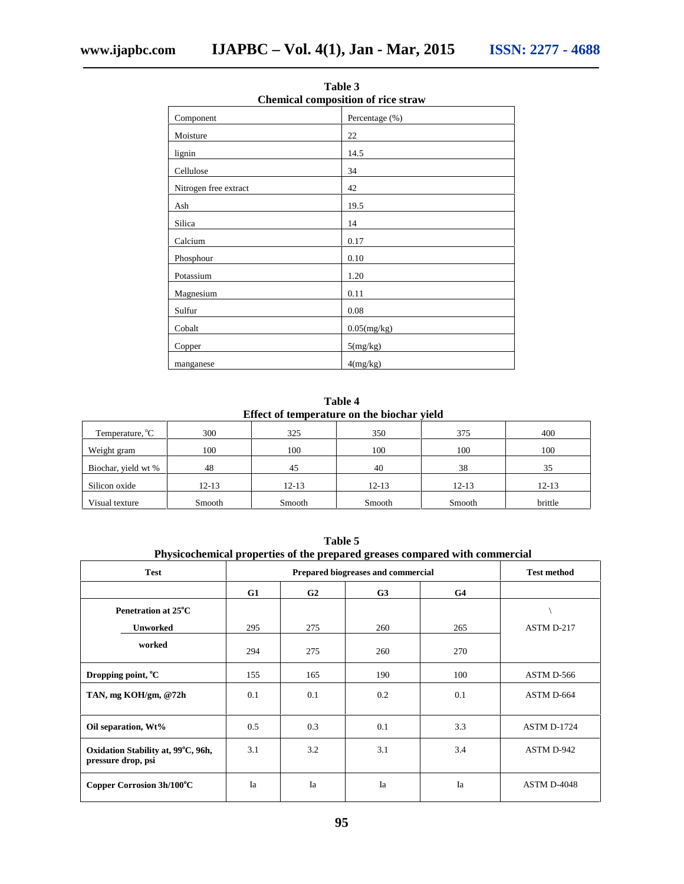**Table 3**
**Chemical composition of rice straw**

| Component | Percentage (%) |
| --- | --- |
| Moisture | 22 |
| lignin | 14.5 |
| Cellulose | 34 |
| Nitrogen free extract | 42 |
| Ash | 19.5 |
| Silica | 14 |
| Calcium | 0.17 |
| Phosphour | 0.10 |
| Potassium | 1.20 |
| Magnesium | 0.11 |
| Sulfur | 0.08 |
| Cobalt | 0.05(mg/kg) |
| Copper | 5(mg/kg) |
| manganese | 4(mg/kg) |

**Table 4**
**Effect of temperature on the biochar yield**

| Temperature, °C | 300 | 325 | 350 | 375 | 400 |
| --- | --- | --- | --- | --- | --- |
| Weight gram | 100 | 100 | 100 | 100 | 100 |
| Biochar, yield wt % | 48 | 45 | 40 | 38 | 35 |
| Silicon oxide | 12-13 | 12-13 | 12-13 | 12-13 | 12-13 |
| Visual texture | Smooth | Smooth | Smooth | Smooth | brittle |

**Table 5**
**Physicochemical properties of the prepared greases compared with commercial**

| **Test** | **Prepared biogreases and commercial** | | | | **Test method** |
| --- | --- | --- | --- | --- | --- |
| | **G1** | **G2** | **G3** | **G4** | |
| **Penetration at 25°C** | | | | | \ |
| **Unworked** | 295 | 275 | 260 | 265 | ASTM D-217 |
| **worked** | 294 | 275 | 260 | 270 | |
| **Dropping point, °C** | 155 | 165 | 190 | 100 | ASTM D-566 |
| **TAN, mg KOH/gm, @72h** | 0.1 | 0.1 | 0.2 | 0.1 | ASTM D-664 |
| **Oil separation, Wt%** | 0.5 | 0.3 | 0.1 | 3.3 | ASTM D-1724 |
| **Oxidation Stability at, 99°C, 96h, pressure drop, psi** | 3.1 | 3.2 | 3.1 | 3.4 | ASTM D-942 |
| **Copper Corrosion 3h/100°C** | Ia | Ia | Ia | Ia | ASTM D-4048 |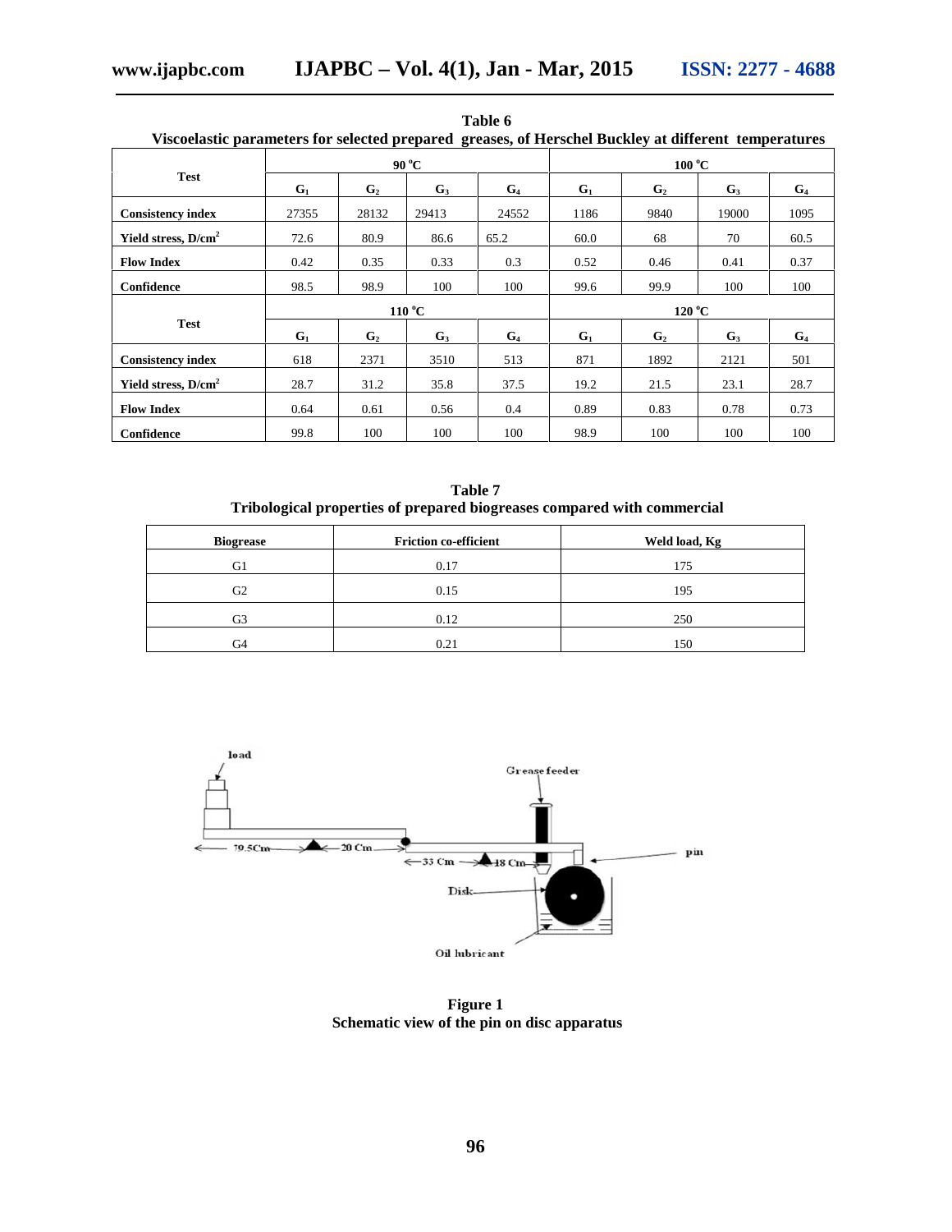**Table 6**

**Viscoelastic parameters for selected prepared greases, of Herschel Buckley at different temperatures**

| Test | 90 °C | | | | 100 °C | | | |
|---|---|---|---|---|---|---|---|---|
| | $G_1$ | $G_2$ | $G_3$ | $G_4$ | $G_1$ | $G_2$ | $G_3$ | $G_4$ |
| **Consistency index** | 27355 | 28132 | 29413 | 24552 | 1186 | 9840 | 19000 | 1095 |
| **Yield stress, D/cm²** | 72.6 | 80.9 | 86.6 | 65.2 | 60.0 | 68 | 70 | 60.5 |
| **Flow Index** | 0.42 | 0.35 | 0.33 | 0.3 | 0.52 | 0.46 | 0.41 | 0.37 |
| **Confidence** | 98.5 | 98.9 | 100 | 100 | 99.6 | 99.9 | 100 | 100 |
| **Test** | 110 °C | | | | 120 °C | | | |
| | $G_1$ | $G_2$ | $G_3$ | $G_4$ | $G_1$ | $G_2$ | $G_3$ | $G_4$ |
| **Consistency index** | 618 | 2371 | 3510 | 513 | 871 | 1892 | 2121 | 501 |
| **Yield stress, D/cm²** | 28.7 | 31.2 | 35.8 | 37.5 | 19.2 | 21.5 | 23.1 | 28.7 |
| **Flow Index** | 0.64 | 0.61 | 0.56 | 0.4 | 0.89 | 0.83 | 0.78 | 0.73 |
| **Confidence** | 99.8 | 100 | 100 | 100 | 98.9 | 100 | 100 | 100 |

**Table 7**

**Tribological properties of prepared biogreases compared with commercial**

| Biogrease | Friction co-efficient | Weld load, Kg |
|---|---|---|
| G1 | 0.17 | 175 |
| G2 | 0.15 | 195 |
| G3 | 0.12 | 250 |
| G4 | 0.21 | 150 |

load

Grease feeder

79.5Cm

20 Cm

33 Cm

18 Cm

pin

Disk

Oil lubricant

**Figure 1**
**Schematic view of the pin on disc apparatus**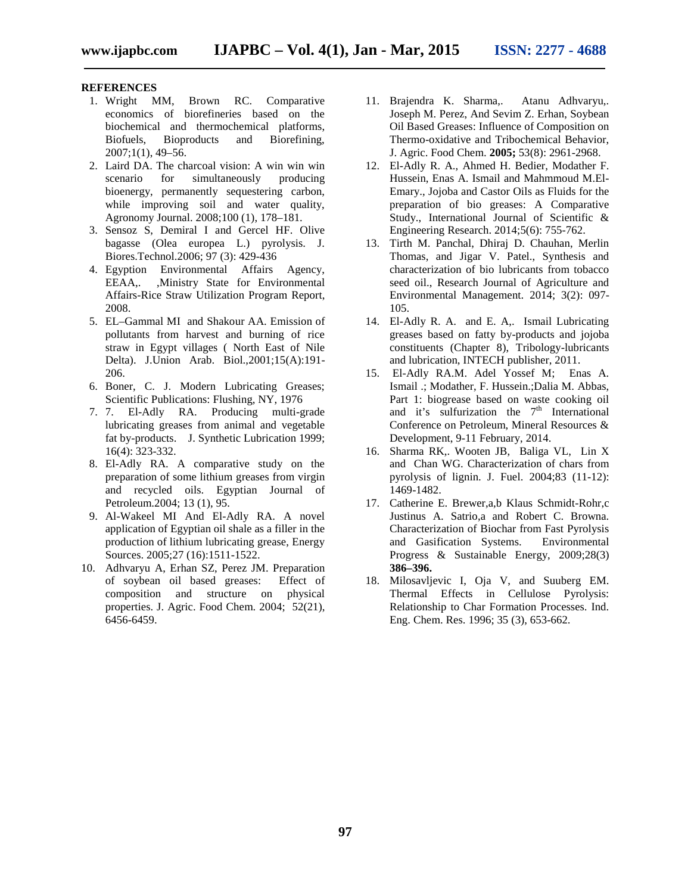**REFERENCES**

1. Wright MM, Brown RC. Comparative economics of biorefineries based on the biochemical and thermochemical platforms, Biofuels, Bioproducts and Biorefining, 2007;1(1), 49–56.
2. Laird DA. The charcoal vision: A win win win scenario for simultaneously producing bioenergy, permanently sequestering carbon, while improving soil and water quality, Agronomy Journal. 2008;100 (1), 178–181.
3. Sensoz S, Demiral I and Gercel HF. Olive bagasse (Olea europea L.) pyrolysis. J. Biores.Technol.2006; 97 (3): 429-436
4. Egyption Environmental Affairs Agency, EEAA,. ,Ministry State for Environmental Affairs-Rice Straw Utilization Program Report, 2008.
5. EL–Gammal MI and Shakour AA. Emission of pollutants from harvest and burning of rice straw in Egypt villages ( North East of Nile Delta). J.Union Arab. Biol.,2001;15(A):191-206.
6. Boner, C. J. Modern Lubricating Greases; Scientific Publications: Flushing, NY, 1976
7. 7. El-Adly RA. Producing multi-grade lubricating greases from animal and vegetable fat by-products. J. Synthetic Lubrication 1999; 16(4): 323-332.
8. El-Adly RA. A comparative study on the preparation of some lithium greases from virgin and recycled oils. Egyptian Journal of Petroleum.2004; 13 (1), 95.
9. Al-Wakeel MI And El-Adly RA. A novel application of Egyptian oil shale as a filler in the production of lithium lubricating grease, Energy Sources. 2005;27 (16):1511-1522.
10. Adhvaryu A, Erhan SZ, Perez JM. Preparation of soybean oil based greases: Effect of composition and structure on physical properties. J. Agric. Food Chem. 2004; 52(21), 6456-6459.
11. Brajendra K. Sharma,. Atanu Adhvaryu,. Joseph M. Perez, And Sevim Z. Erhan, Soybean Oil Based Greases: Influence of Composition on Thermo-oxidative and Tribochemical Behavior, J. Agric. Food Chem. **2005;** 53(8): 2961-2968.
12. El-Adly R. A., Ahmed H. Bedier, Modather F. Hussein, Enas A. Ismail and Mahmmoud M.El-Emary., Jojoba and Castor Oils as Fluids for the preparation of bio greases: A Comparative Study., International Journal of Scientific & Engineering Research. 2014;5(6): 755-762.
13. Tirth M. Panchal, Dhiraj D. Chauhan, Merlin Thomas, and Jigar V. Patel., Synthesis and characterization of bio lubricants from tobacco seed oil., Research Journal of Agriculture and Environmental Management. 2014; 3(2): 097-105.
14. El-Adly R. A. and E. A,. Ismail Lubricating greases based on fatty by-products and jojoba constituents (Chapter 8), Tribology-lubricants and lubrication, INTECH publisher, 2011.
15. El-Adly RA.M. Adel Yossef M; Enas A. Ismail .; Modather, F. Hussein.;Dalia M. Abbas, Part 1: biogrease based on waste cooking oil and it's sulfurization the 7th International Conference on Petroleum, Mineral Resources & Development, 9-11 February, 2014.
16. Sharma RK,. Wooten JB, Baliga VL, Lin X and Chan WG. Characterization of chars from pyrolysis of lignin. J. Fuel. 2004;83 (11-12): 1469-1482.
17. Catherine E. Brewer,a,b Klaus Schmidt-Rohr,c Justinus A. Satrio,a and Robert C. Browna. Characterization of Biochar from Fast Pyrolysis and Gasification Systems. Environmental Progress & Sustainable Energy, 2009;28(3) **386–396.**
18. Milosavljevic I, Oja V, and Suuberg EM. Thermal Effects in Cellulose Pyrolysis: Relationship to Char Formation Processes. Ind. Eng. Chem. Res. 1996; 35 (3), 653-662.